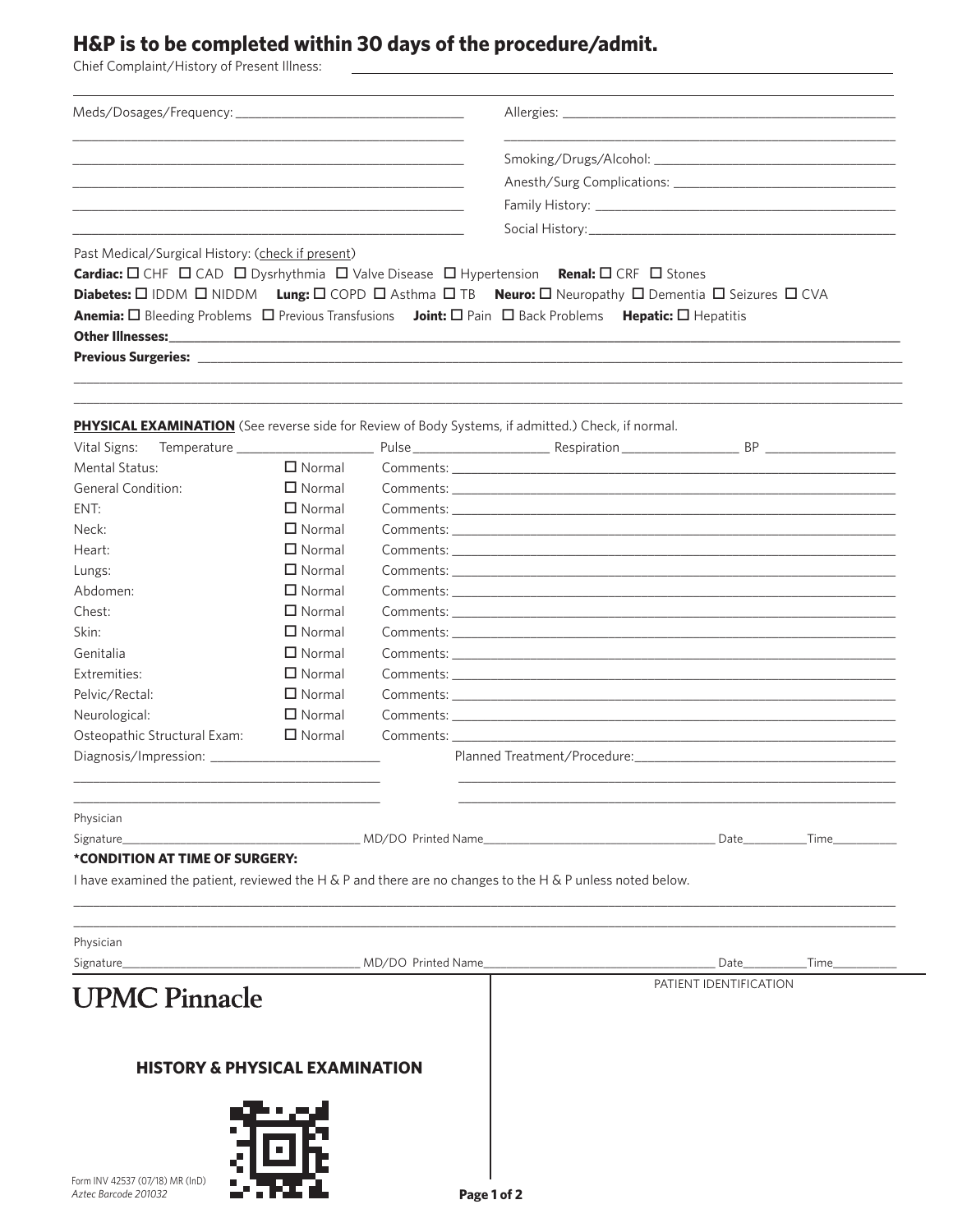# H&P is to be completed within 30 days of the procedure/admit.

Chief Complaint/History of Present Illness: ______________________________

Meds/Dosages/Frequency: ______________________________

Allergies: ______________________________

Smoking/Drugs/Alcohol: ______________________________

Anesth/Surg Complications: ______________________________

Family History: ______________________________

Social History: ______________________________

Past Medical/Surgical History: (check if present)

**Cardiac:** ☐ CHF ☐ CAD ☐ Dysrhythmia ☐ Valve Disease ☐ Hypertension **Renal:** ☐ CRF ☐ Stones

**Diabetes:** ☐ IDDM ☐ NIDDM **Lung:** ☐ COPD ☐ Asthma ☐ TB **Neuro:** ☐ Neuropathy ☐ Dementia ☐ Seizures ☐ CVA

**Anemia:** ☐ Bleeding Problems ☐ Previous Transfusions **Joint:** ☐ Pain ☐ Back Problems **Hepatic:** ☐ Hepatitis

**Other Illnesses:** ______________________________

**Previous Surgeries:** ______________________________

**PHYSICAL EXAMINATION** (See reverse side for Review of Body Systems, if admitted.) Check, if normal.

Vital Signs: Temperature ________ Pulse ________ Respiration ________ BP ________

| | | |
|---|---|---|
| Mental Status: | ☐ Normal | Comments: ________ |
| General Condition: | ☐ Normal | Comments: ________ |
| ENT: | ☐ Normal | Comments: ________ |
| Neck: | ☐ Normal | Comments: ________ |
| Heart: | ☐ Normal | Comments: ________ |
| Lungs: | ☐ Normal | Comments: ________ |
| Abdomen: | ☐ Normal | Comments: ________ |
| Chest: | ☐ Normal | Comments: ________ |
| Skin: | ☐ Normal | Comments: ________ |
| Genitalia | ☐ Normal | Comments: ________ |
| Extremities: | ☐ Normal | Comments: ________ |
| Pelvic/Rectal: | ☐ Normal | Comments: ________ |
| Neurological: | ☐ Normal | Comments: ________ |
| Osteopathic Structural Exam: | ☐ Normal | Comments: ________ |

Diagnosis/Impression: ______________________________

Planned Treatment/Procedure: ______________________________

Physician Signature________ MD/DO Printed Name________ Date________ Time________

**\*CONDITION AT TIME OF SURGERY:**

I have examined the patient, reviewed the H & P and there are no changes to the H & P unless noted below.

______________________________

Physician Signature________ MD/DO Printed Name________ Date________ Time________

UPMC Pinnacle

PATIENT IDENTIFICATION

**HISTORY & PHYSICAL EXAMINATION**

Form INV 42537 (07/18) MR (InD)

*Aztec Barcode 201032*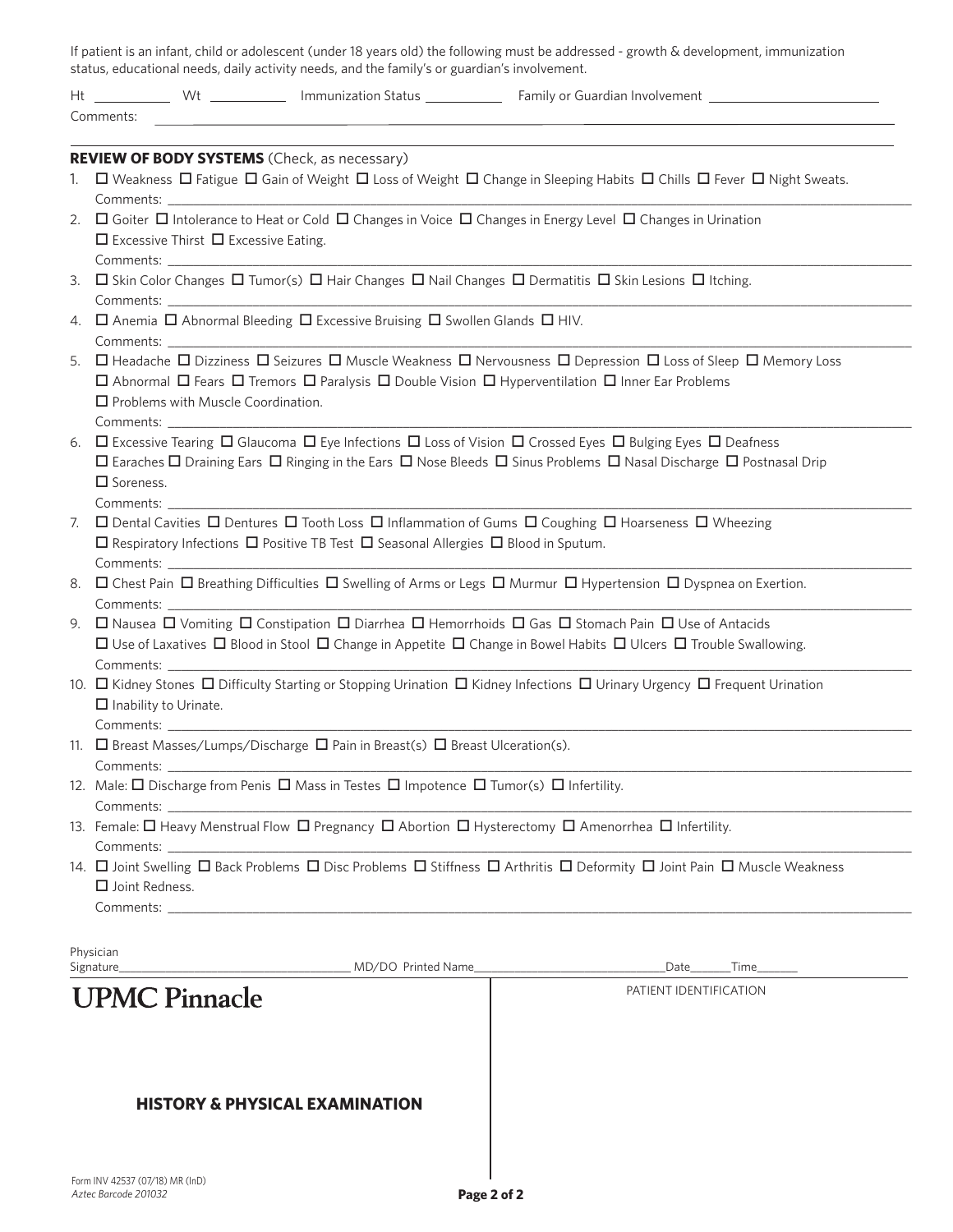If patient is an infant, child or adolescent (under 18 years old) the following must be addressed - growth & development, immunization status, educational needs, daily activity needs, and the family's or guardian's involvement.

Ht __________ Wt __________ Immunization Status __________ Family or Guardian Involvement ____________________

Comments: ____________________________________________________________

____________________________________________________________

**REVIEW OF BODY SYSTEMS** (Check, as necessary)

1. ☐ Weakness ☐ Fatigue ☐ Gain of Weight ☐ Loss of Weight ☐ Change in Sleeping Habits ☐ Chills ☐ Fever ☐ Night Sweats.
   Comments: ____________________________________________________________
2. ☐ Goiter ☐ Intolerance to Heat or Cold ☐ Changes in Voice ☐ Changes in Energy Level ☐ Changes in Urination ☐ Excessive Thirst ☐ Excessive Eating.
   Comments: ____________________________________________________________
3. ☐ Skin Color Changes ☐ Tumor(s) ☐ Hair Changes ☐ Nail Changes ☐ Dermatitis ☐ Skin Lesions ☐ Itching.
   Comments: ____________________________________________________________
4. ☐ Anemia ☐ Abnormal Bleeding ☐ Excessive Bruising ☐ Swollen Glands ☐ HIV.
   Comments: ____________________________________________________________
5. ☐ Headache ☐ Dizziness ☐ Seizures ☐ Muscle Weakness ☐ Nervousness ☐ Depression ☐ Loss of Sleep ☐ Memory Loss ☐ Abnormal ☐ Fears ☐ Tremors ☐ Paralysis ☐ Double Vision ☐ Hyperventilation ☐ Inner Ear Problems ☐ Problems with Muscle Coordination.
   Comments: ____________________________________________________________
6. ☐ Excessive Tearing ☐ Glaucoma ☐ Eye Infections ☐ Loss of Vision ☐ Crossed Eyes ☐ Bulging Eyes ☐ Deafness ☐ Earaches ☐ Draining Ears ☐ Ringing in the Ears ☐ Nose Bleeds ☐ Sinus Problems ☐ Nasal Discharge ☐ Postnasal Drip ☐ Soreness.
   Comments: ____________________________________________________________
7. ☐ Dental Cavities ☐ Dentures ☐ Tooth Loss ☐ Inflammation of Gums ☐ Coughing ☐ Hoarseness ☐ Wheezing ☐ Respiratory Infections ☐ Positive TB Test ☐ Seasonal Allergies ☐ Blood in Sputum.
   Comments: ____________________________________________________________
8. ☐ Chest Pain ☐ Breathing Difficulties ☐ Swelling of Arms or Legs ☐ Murmur ☐ Hypertension ☐ Dyspnea on Exertion.
   Comments: ____________________________________________________________
9. ☐ Nausea ☐ Vomiting ☐ Constipation ☐ Diarrhea ☐ Hemorrhoids ☐ Gas ☐ Stomach Pain ☐ Use of Antacids ☐ Use of Laxatives ☐ Blood in Stool ☐ Change in Appetite ☐ Change in Bowel Habits ☐ Ulcers ☐ Trouble Swallowing.
   Comments: ____________________________________________________________
10. ☐ Kidney Stones ☐ Difficulty Starting or Stopping Urination ☐ Kidney Infections ☐ Urinary Urgency ☐ Frequent Urination ☐ Inability to Urinate.
    Comments: ____________________________________________________________
11. ☐ Breast Masses/Lumps/Discharge ☐ Pain in Breast(s) ☐ Breast Ulceration(s).
    Comments: ____________________________________________________________
12. Male: ☐ Discharge from Penis ☐ Mass in Testes ☐ Impotence ☐ Tumor(s) ☐ Infertility.
    Comments: ____________________________________________________________
13. Female: ☐ Heavy Menstrual Flow ☐ Pregnancy ☐ Abortion ☐ Hysterectomy ☐ Amenorrhea ☐ Infertility.
    Comments: ____________________________________________________________
14. ☐ Joint Swelling ☐ Back Problems ☐ Disc Problems ☐ Stiffness ☐ Arthritis ☐ Deformity ☐ Joint Pain ☐ Muscle Weakness ☐ Joint Redness.
    Comments: ____________________________________________________________

Physician Signature ______________________ MD/DO Printed Name ______________________ Date______ Time______

**UPMC Pinnacle**

**HISTORY & PHYSICAL EXAMINATION**

PATIENT IDENTIFICATION

Form INV 42537 (07/18) MR (InD)
*Aztec Barcode 201032*